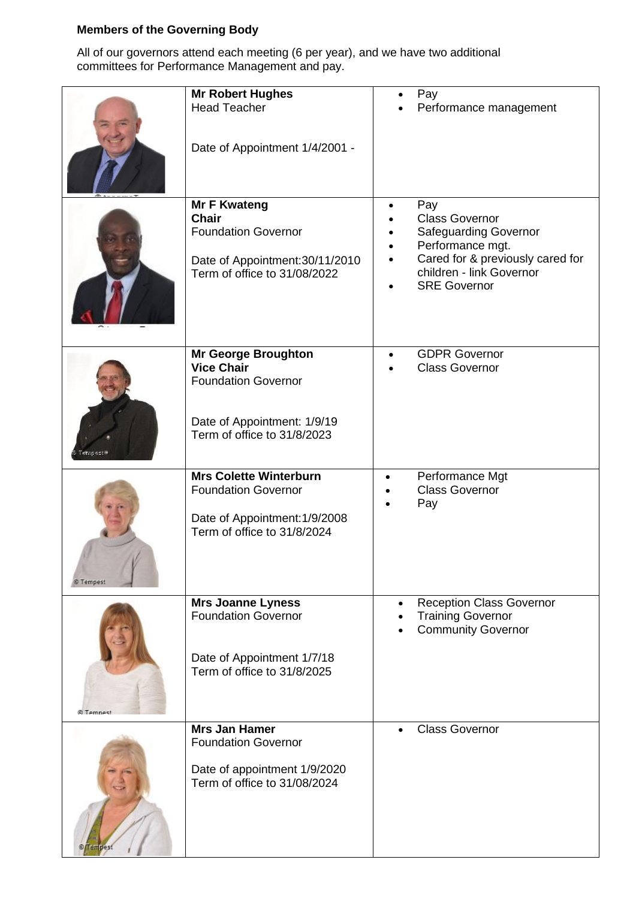**Members of the Governing Body**

All of our governors attend each meeting (6 per year), and we have two additional committees for Performance Management and pay.

| | | |
|---|---|---|
| | **Mr Robert Hughes**<br>Head Teacher<br><br>Date of Appointment 1/4/2001 - | • Pay<br>• Performance management |
| | **Mr F Kwateng**<br>**Chair**<br>Foundation Governor<br><br>Date of Appointment:30/11/2010<br>Term of office to 31/08/2022 | • Pay<br>• Class Governor<br>• Safeguarding Governor<br>• Performance mgt.<br>• Cared for & previously cared for children - link Governor<br>• SRE Governor |
| | **Mr George Broughton**<br>**Vice Chair**<br>Foundation Governor<br><br>Date of Appointment: 1/9/19<br>Term of office to 31/8/2023 | • GDPR Governor<br>• Class Governor |
| | **Mrs Colette Winterburn**<br>Foundation Governor<br><br>Date of Appointment:1/9/2008<br>Term of office to 31/8/2024 | • Performance Mgt<br>• Class Governor<br>• Pay |
| | **Mrs Joanne Lyness**<br>Foundation Governor<br><br>Date of Appointment 1/7/18<br>Term of office to 31/8/2025 | • Reception Class Governor<br>• Training Governor<br>• Community Governor |
| | **Mrs Jan Hamer**<br>Foundation Governor<br><br>Date of appointment 1/9/2020<br>Term of office to 31/08/2024 | • Class Governor |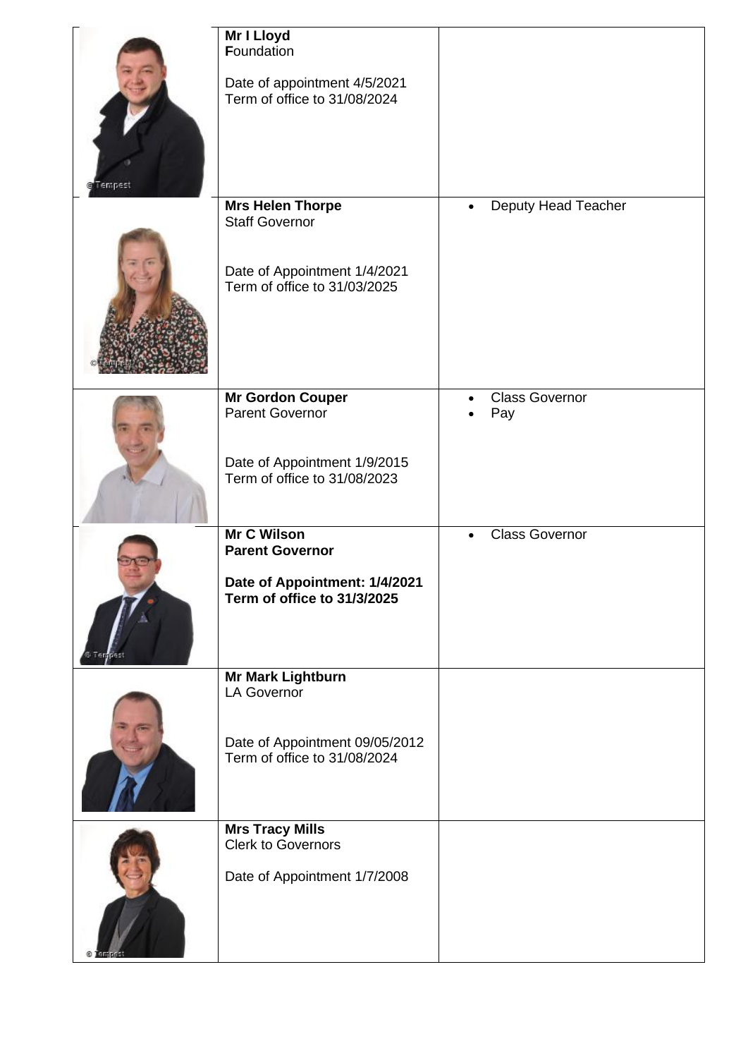| | | |
|---|---|---|
| | **Mr I Lloyd**<br>**F**oundation<br><br>Date of appointment 4/5/2021<br>Term of office to 31/08/2024 | |
| | **Mrs Helen Thorpe**<br>Staff Governor<br><br>Date of Appointment 1/4/2021<br>Term of office to 31/03/2025 | • Deputy Head Teacher |
| | **Mr Gordon Couper**<br>Parent Governor<br><br>Date of Appointment 1/9/2015<br>Term of office to 31/08/2023 | • Class Governor<br>• Pay |
| | **Mr C Wilson**<br>**Parent Governor**<br><br>**Date of Appointment: 1/4/2021**<br>**Term of office to 31/3/2025** | • Class Governor |
| | **Mr Mark Lightburn**<br>LA Governor<br><br>Date of Appointment 09/05/2012<br>Term of office to 31/08/2024 | |
| | **Mrs Tracy Mills**<br>Clerk to Governors<br><br>Date of Appointment 1/7/2008 | |